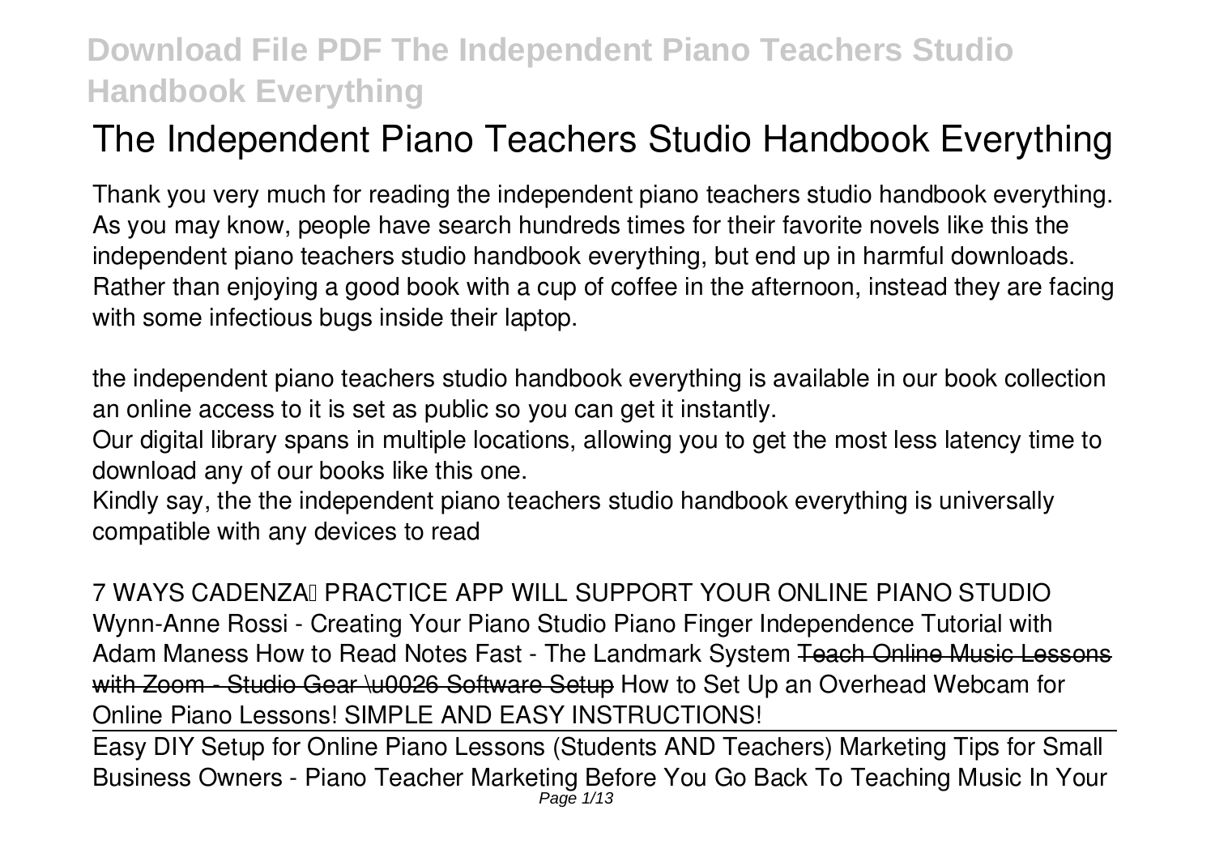# The Independent Piano Teachers Studio Handbook Everything

Thank you very much for reading the independent piano teachers studio handbook everything. As you may know, people have search hundreds times for their favorite novels like this the independent piano teachers studio handbook everything, but end up in harmful downloads. Rather than enjoying a good book with a cup of coffee in the afternoon, instead they are facing with some infectious bugs inside their laptop.

the independent piano teachers studio handbook everything is available in our book collection an online access to it is set as public so you can get it instantly.

Our digital library spans in multiple locations, allowing you to get the most less latency time to download any of our books like this one.

Kindly say, the the independent piano teachers studio handbook everything is universally compatible with any devices to read

*7 WAYS CADENZA™ PRACTICE APP WILL SUPPORT YOUR ONLINE PIANO STUDIO* *Wynn-Anne Rossi - Creating Your Piano Studio* *Piano Finger Independence Tutorial with Adam Maness* *How to Read Notes Fast - The Landmark System* ~~Teach Online Music Lessons with Zoom - Studio Gear \u0026 Software Setup~~ *How to Set Up an Overhead Webcam for Online Piano Lessons! SIMPLE AND EASY INSTRUCTIONS!*

Easy DIY Setup for Online Piano Lessons (Students AND Teachers) *Marketing Tips for Small Business Owners - Piano Teacher Marketing* *Before You Go Back To Teaching Music In Your*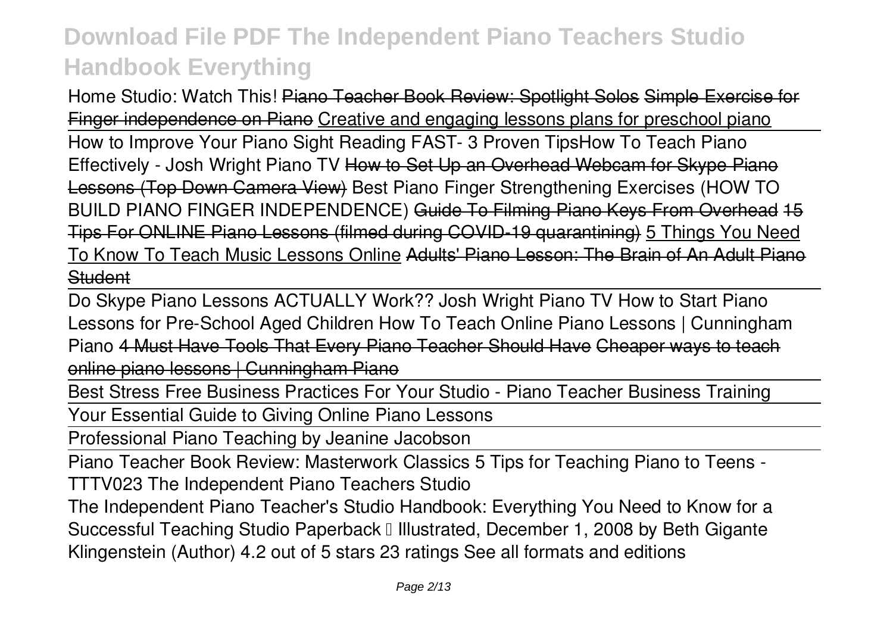Home Studio: Watch This! ~~Piano Teacher Book Review: Spotlight Solos~~ ~~Simple Exercise for Finger independence on Piano~~ Creative and engaging lessons plans for preschool piano

How to Improve Your Piano Sight Reading FAST- 3 Proven Tips How To Teach Piano Effectively - Josh Wright Piano TV ~~How to Set Up an Overhead Webcam for Skype Piano Lessons (Top Down Camera View)~~ Best Piano Finger Strengthening Exercises (HOW TO BUILD PIANO FINGER INDEPENDENCE) ~~Guide To Filming Piano Keys From Overhead~~ ~~15 Tips For ONLINE Piano Lessons (filmed during COVID-19 quarantining)~~ 5 Things You Need To Know To Teach Music Lessons Online ~~Adults' Piano Lesson: The Brain of An Adult Piano Student~~

Do Skype Piano Lessons ACTUALLY Work?? Josh Wright Piano TV How to Start Piano Lessons for Pre-School Aged Children How To Teach Online Piano Lessons | Cunningham Piano ~~4 Must Have Tools That Every Piano Teacher Should Have~~ ~~Cheaper ways to teach online piano lessons | Cunningham Piano~~

Best Stress Free Business Practices For Your Studio - Piano Teacher Business Training

Your Essential Guide to Giving Online Piano Lessons

Professional Piano Teaching by Jeanine Jacobson

Piano Teacher Book Review: Masterwork Classics 5 Tips for Teaching Piano to Teens - TTTV023 The Independent Piano Teachers Studio

The Independent Piano Teacher's Studio Handbook: Everything You Need to Know for a Successful Teaching Studio Paperback – Illustrated, December 1, 2008 by Beth Gigante Klingenstein (Author) 4.2 out of 5 stars 23 ratings See all formats and editions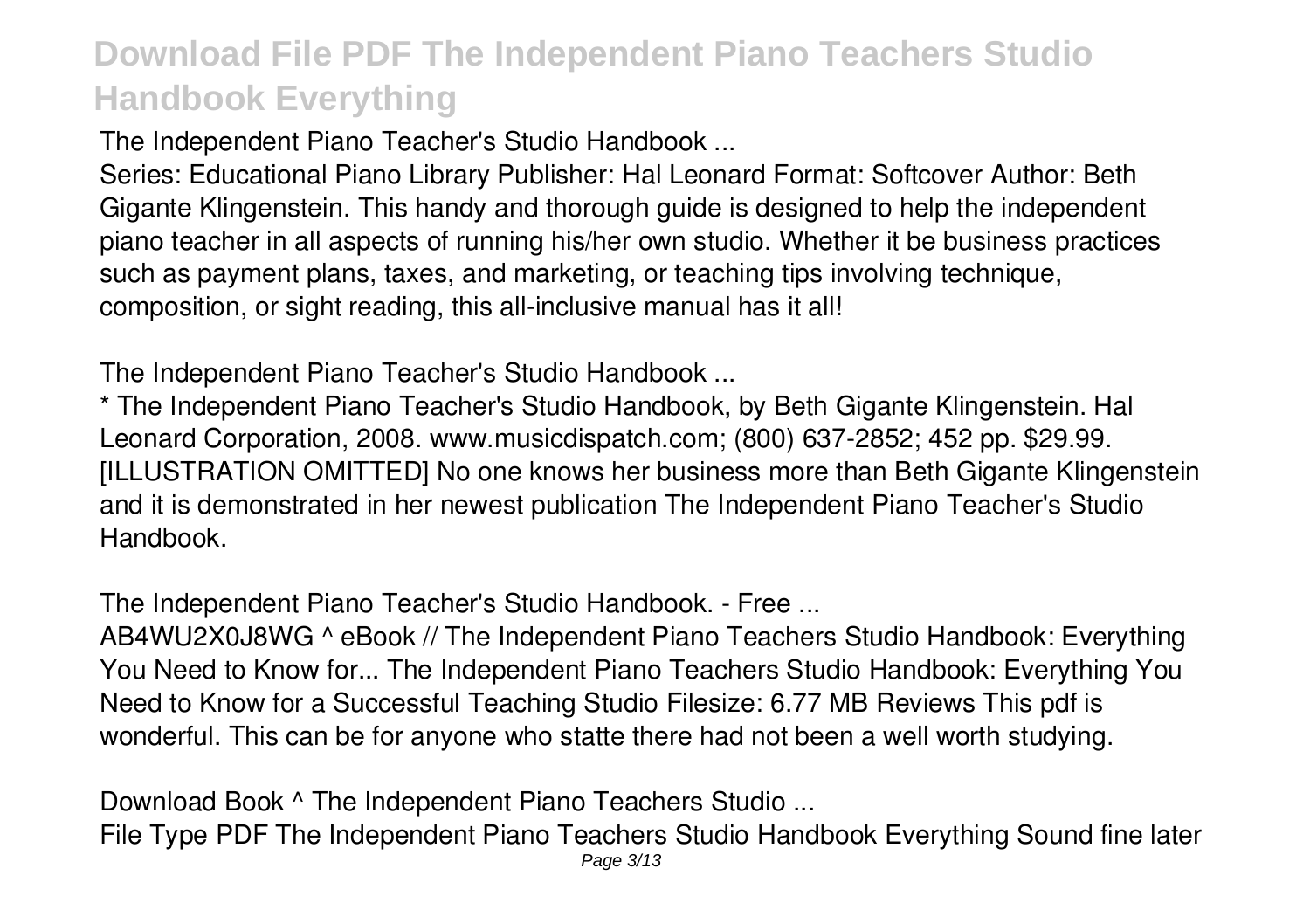**The Independent Piano Teacher's Studio Handbook ...**

Series: Educational Piano Library Publisher: Hal Leonard Format: Softcover Author: Beth Gigante Klingenstein. This handy and thorough guide is designed to help the independent piano teacher in all aspects of running his/her own studio. Whether it be business practices such as payment plans, taxes, and marketing, or teaching tips involving technique, composition, or sight reading, this all-inclusive manual has it all!

**The Independent Piano Teacher's Studio Handbook ...**

* The Independent Piano Teacher's Studio Handbook, by Beth Gigante Klingenstein. Hal Leonard Corporation, 2008. www.musicdispatch.com; (800) 637-2852; 452 pp. $29.99. [ILLUSTRATION OMITTED] No one knows her business more than Beth Gigante Klingenstein and it is demonstrated in her newest publication The Independent Piano Teacher's Studio Handbook.

**The Independent Piano Teacher's Studio Handbook. - Free ...**

AB4WU2X0J8WG ^ eBook // The Independent Piano Teachers Studio Handbook: Everything You Need to Know for... The Independent Piano Teachers Studio Handbook: Everything You Need to Know for a Successful Teaching Studio Filesize: 6.77 MB Reviews This pdf is wonderful. This can be for anyone who statte there had not been a well worth studying.

**Download Book ^ The Independent Piano Teachers Studio ...**

File Type PDF The Independent Piano Teachers Studio Handbook Everything Sound fine later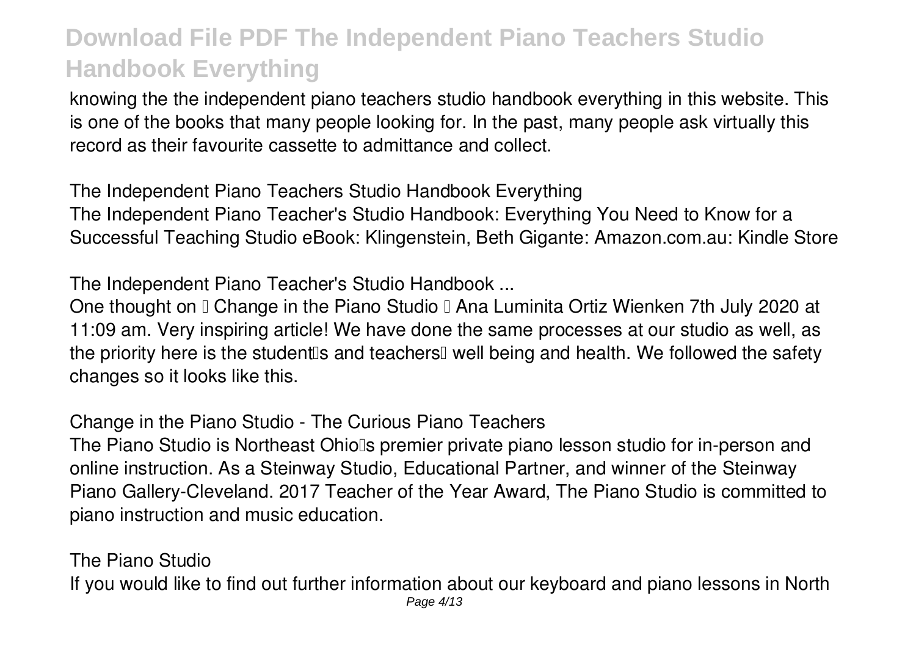knowing the the independent piano teachers studio handbook everything in this website. This is one of the books that many people looking for. In the past, many people ask virtually this record as their favourite cassette to admittance and collect.

## The Independent Piano Teachers Studio Handbook Everything

The Independent Piano Teacher's Studio Handbook: Everything You Need to Know for a Successful Teaching Studio eBook: Klingenstein, Beth Gigante: Amazon.com.au: Kindle Store

## The Independent Piano Teacher's Studio Handbook ...

One thought on " Change in the Piano Studio " Ana Luminita Ortiz Wienken 7th July 2020 at 11:09 am. Very inspiring article! We have done the same processes at our studio as well, as the priority here is the student's and teachers' well being and health. We followed the safety changes so it looks like this.

## Change in the Piano Studio - The Curious Piano Teachers

The Piano Studio is Northeast Ohio's premier private piano lesson studio for in-person and online instruction. As a Steinway Studio, Educational Partner, and winner of the Steinway Piano Gallery-Cleveland. 2017 Teacher of the Year Award, The Piano Studio is committed to piano instruction and music education.

## The Piano Studio

If you would like to find out further information about our keyboard and piano lessons in North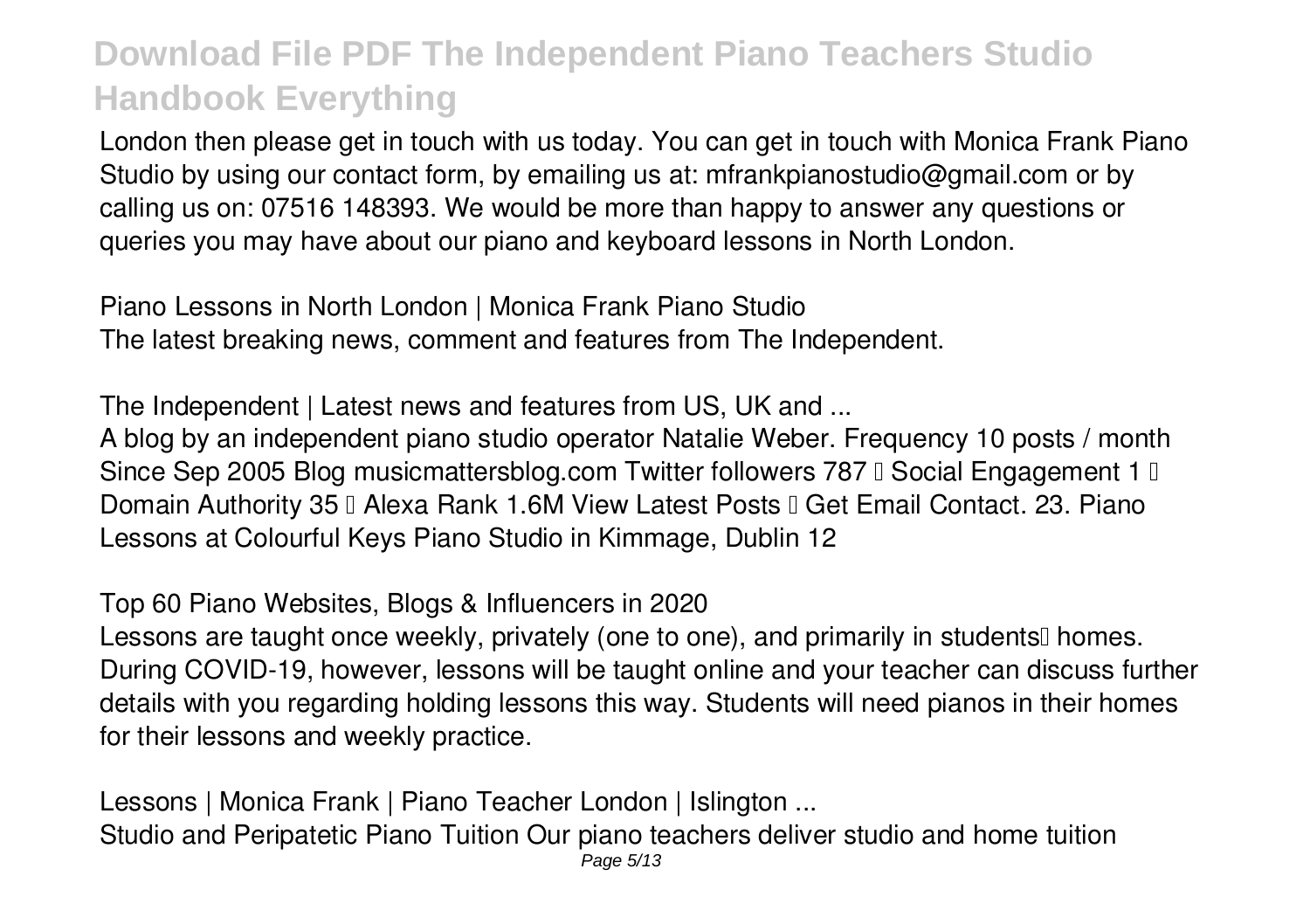London then please get in touch with us today. You can get in touch with Monica Frank Piano Studio by using our contact form, by emailing us at: mfrankpianostudio@gmail.com or by calling us on: 07516 148393. We would be more than happy to answer any questions or queries you may have about our piano and keyboard lessons in North London.

*Piano Lessons in North London | Monica Frank Piano Studio*
The latest breaking news, comment and features from The Independent.

*The Independent | Latest news and features from US, UK and ...*
A blog by an independent piano studio operator Natalie Weber. Frequency 10 posts / month Since Sep 2005 Blog musicmattersblog.com Twitter followers 787 ⓘ Social Engagement 1 ⓘ Domain Authority 35 ⓘ Alexa Rank 1.6M View Latest Posts ⓘ Get Email Contact. 23. Piano Lessons at Colourful Keys Piano Studio in Kimmage, Dublin 12

*Top 60 Piano Websites, Blogs & Influencers in 2020*
Lessons are taught once weekly, privately (one to one), and primarily in students' homes. During COVID-19, however, lessons will be taught online and your teacher can discuss further details with you regarding holding lessons this way. Students will need pianos in their homes for their lessons and weekly practice.

*Lessons | Monica Frank | Piano Teacher London | Islington ...*
Studio and Peripatetic Piano Tuition Our piano teachers deliver studio and home tuition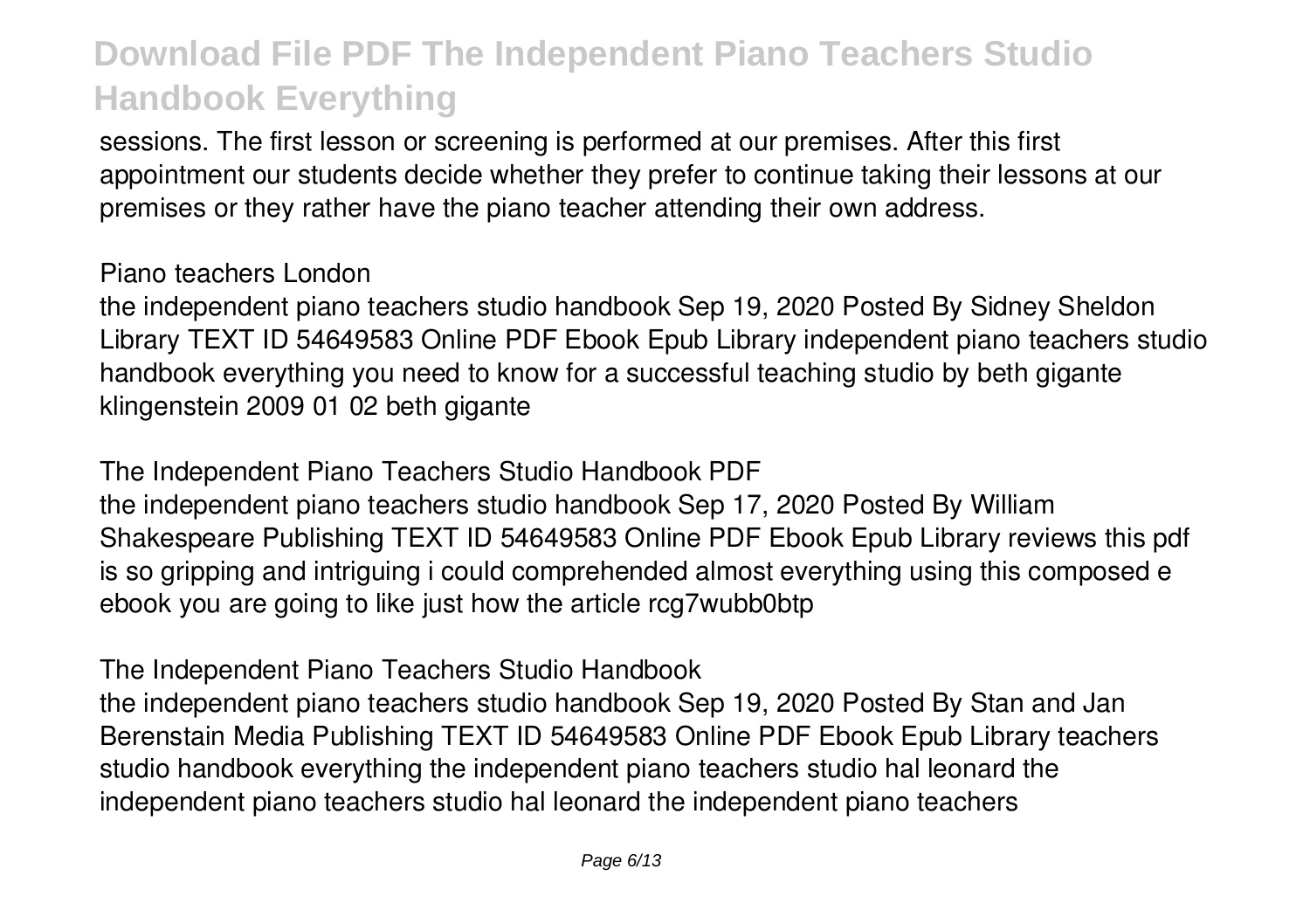sessions. The first lesson or screening is performed at our premises. After this first appointment our students decide whether they prefer to continue taking their lessons at our premises or they rather have the piano teacher attending their own address.

## Piano teachers London

the independent piano teachers studio handbook Sep 19, 2020 Posted By Sidney Sheldon Library TEXT ID 54649583 Online PDF Ebook Epub Library independent piano teachers studio handbook everything you need to know for a successful teaching studio by beth gigante klingenstein 2009 01 02 beth gigante

## The Independent Piano Teachers Studio Handbook PDF

the independent piano teachers studio handbook Sep 17, 2020 Posted By William Shakespeare Publishing TEXT ID 54649583 Online PDF Ebook Epub Library reviews this pdf is so gripping and intriguing i could comprehended almost everything using this composed e ebook you are going to like just how the article rcg7wubb0btp

## The Independent Piano Teachers Studio Handbook

the independent piano teachers studio handbook Sep 19, 2020 Posted By Stan and Jan Berenstain Media Publishing TEXT ID 54649583 Online PDF Ebook Epub Library teachers studio handbook everything the independent piano teachers studio hal leonard the independent piano teachers studio hal leonard the independent piano teachers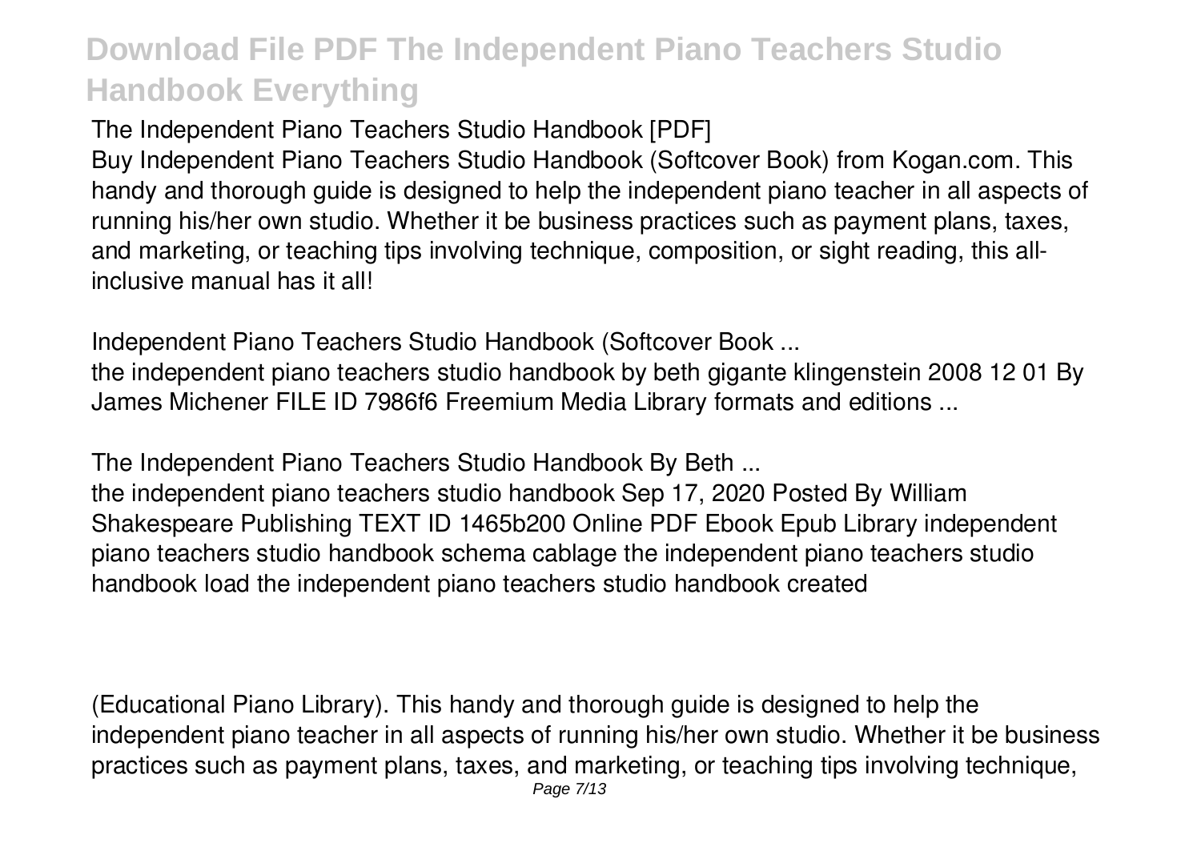**The Independent Piano Teachers Studio Handbook [PDF]**

Buy Independent Piano Teachers Studio Handbook (Softcover Book) from Kogan.com. This handy and thorough guide is designed to help the independent piano teacher in all aspects of running his/her own studio. Whether it be business practices such as payment plans, taxes, and marketing, or teaching tips involving technique, composition, or sight reading, this all-inclusive manual has it all!

**Independent Piano Teachers Studio Handbook (Softcover Book ...**

the independent piano teachers studio handbook by beth gigante klingenstein 2008 12 01 By James Michener FILE ID 7986f6 Freemium Media Library formats and editions ...

**The Independent Piano Teachers Studio Handbook By Beth ...**

the independent piano teachers studio handbook Sep 17, 2020 Posted By William Shakespeare Publishing TEXT ID 1465b200 Online PDF Ebook Epub Library independent piano teachers studio handbook schema cablage the independent piano teachers studio handbook load the independent piano teachers studio handbook created

(Educational Piano Library). This handy and thorough guide is designed to help the independent piano teacher in all aspects of running his/her own studio. Whether it be business practices such as payment plans, taxes, and marketing, or teaching tips involving technique,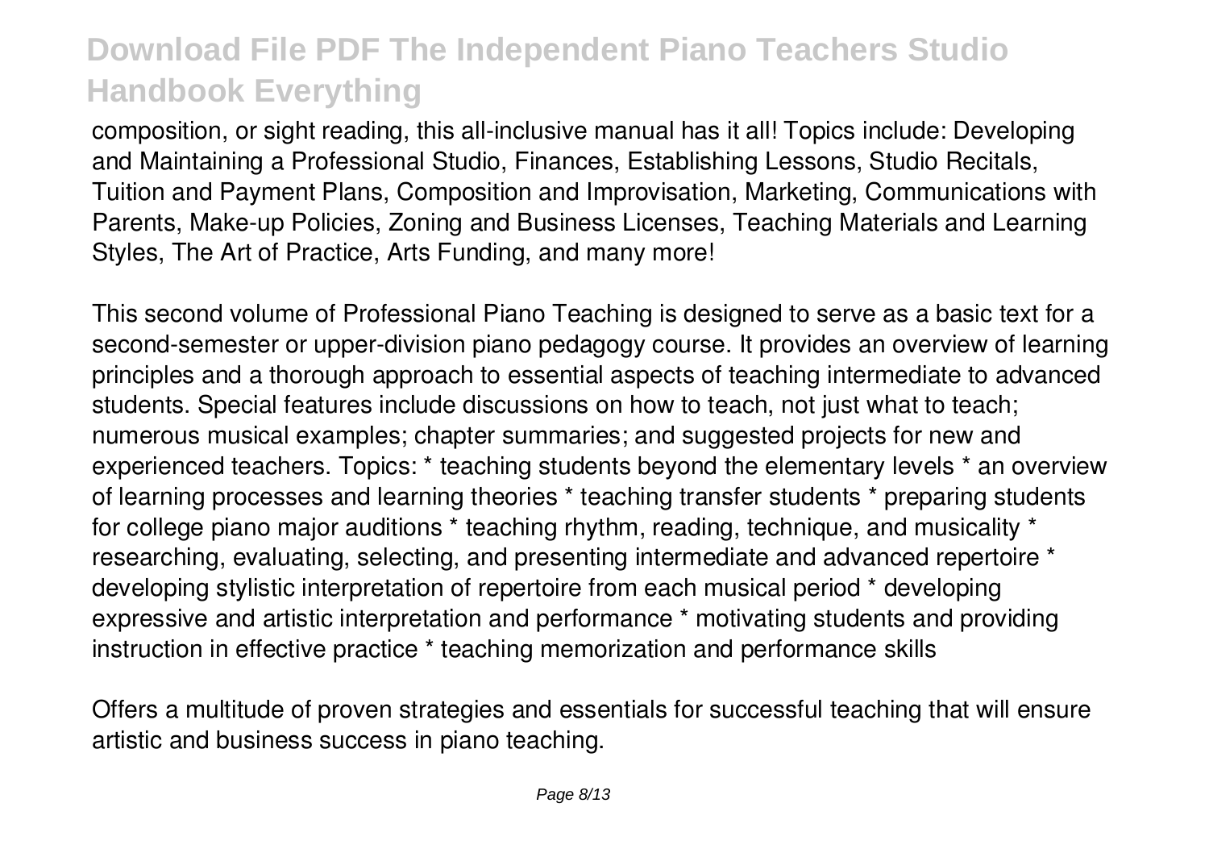composition, or sight reading, this all-inclusive manual has it all! Topics include: Developing and Maintaining a Professional Studio, Finances, Establishing Lessons, Studio Recitals, Tuition and Payment Plans, Composition and Improvisation, Marketing, Communications with Parents, Make-up Policies, Zoning and Business Licenses, Teaching Materials and Learning Styles, The Art of Practice, Arts Funding, and many more!

This second volume of Professional Piano Teaching is designed to serve as a basic text for a second-semester or upper-division piano pedagogy course. It provides an overview of learning principles and a thorough approach to essential aspects of teaching intermediate to advanced students. Special features include discussions on how to teach, not just what to teach; numerous musical examples; chapter summaries; and suggested projects for new and experienced teachers. Topics: * teaching students beyond the elementary levels * an overview of learning processes and learning theories * teaching transfer students * preparing students for college piano major auditions * teaching rhythm, reading, technique, and musicality * researching, evaluating, selecting, and presenting intermediate and advanced repertoire * developing stylistic interpretation of repertoire from each musical period * developing expressive and artistic interpretation and performance * motivating students and providing instruction in effective practice * teaching memorization and performance skills

Offers a multitude of proven strategies and essentials for successful teaching that will ensure artistic and business success in piano teaching.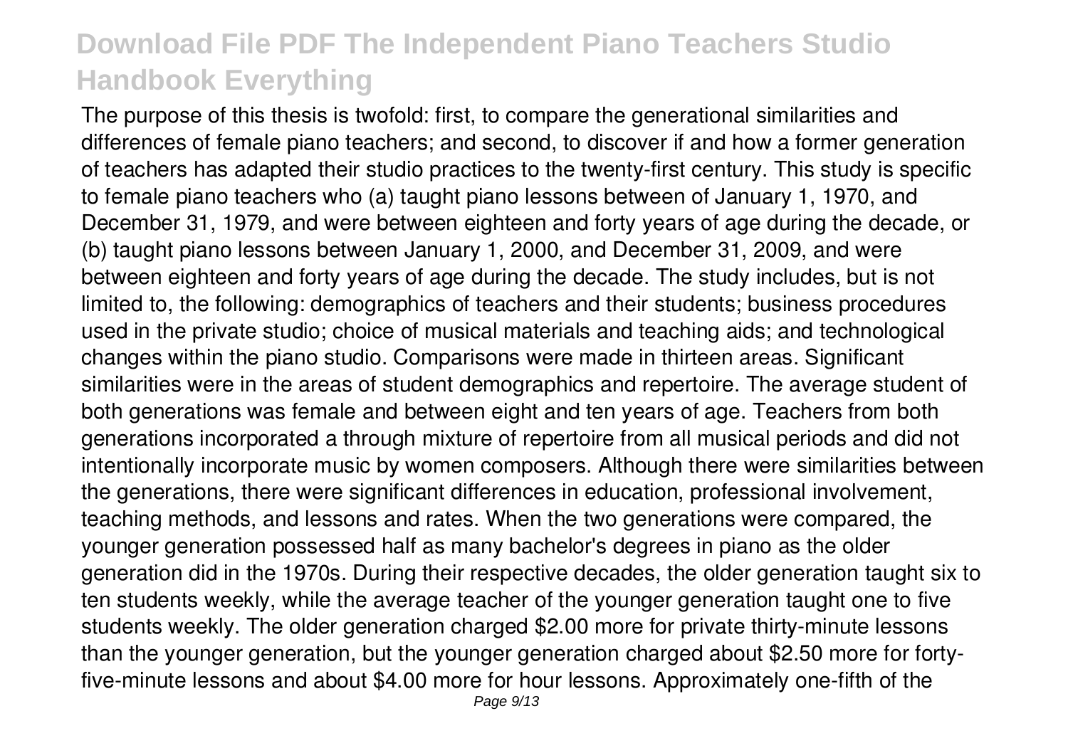The purpose of this thesis is twofold: first, to compare the generational similarities and differences of female piano teachers; and second, to discover if and how a former generation of teachers has adapted their studio practices to the twenty-first century. This study is specific to female piano teachers who (a) taught piano lessons between of January 1, 1970, and December 31, 1979, and were between eighteen and forty years of age during the decade, or (b) taught piano lessons between January 1, 2000, and December 31, 2009, and were between eighteen and forty years of age during the decade. The study includes, but is not limited to, the following: demographics of teachers and their students; business procedures used in the private studio; choice of musical materials and teaching aids; and technological changes within the piano studio. Comparisons were made in thirteen areas. Significant similarities were in the areas of student demographics and repertoire. The average student of both generations was female and between eight and ten years of age. Teachers from both generations incorporated a through mixture of repertoire from all musical periods and did not intentionally incorporate music by women composers. Although there were similarities between the generations, there were significant differences in education, professional involvement, teaching methods, and lessons and rates. When the two generations were compared, the younger generation possessed half as many bachelor's degrees in piano as the older generation did in the 1970s. During their respective decades, the older generation taught six to ten students weekly, while the average teacher of the younger generation taught one to five students weekly. The older generation charged $2.00 more for private thirty-minute lessons than the younger generation, but the younger generation charged about $2.50 more for forty-five-minute lessons and about $4.00 more for hour lessons. Approximately one-fifth of the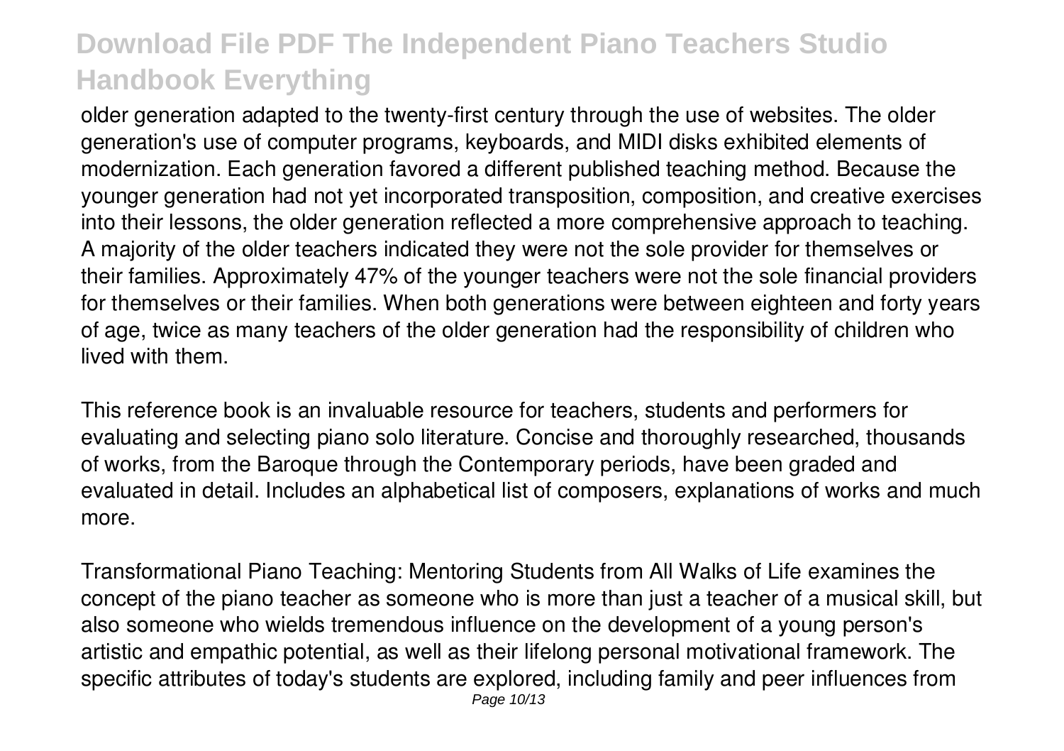older generation adapted to the twenty-first century through the use of websites. The older generation's use of computer programs, keyboards, and MIDI disks exhibited elements of modernization. Each generation favored a different published teaching method. Because the younger generation had not yet incorporated transposition, composition, and creative exercises into their lessons, the older generation reflected a more comprehensive approach to teaching. A majority of the older teachers indicated they were not the sole provider for themselves or their families. Approximately 47% of the younger teachers were not the sole financial providers for themselves or their families. When both generations were between eighteen and forty years of age, twice as many teachers of the older generation had the responsibility of children who lived with them.

This reference book is an invaluable resource for teachers, students and performers for evaluating and selecting piano solo literature. Concise and thoroughly researched, thousands of works, from the Baroque through the Contemporary periods, have been graded and evaluated in detail. Includes an alphabetical list of composers, explanations of works and much more.

Transformational Piano Teaching: Mentoring Students from All Walks of Life examines the concept of the piano teacher as someone who is more than just a teacher of a musical skill, but also someone who wields tremendous influence on the development of a young person's artistic and empathic potential, as well as their lifelong personal motivational framework. The specific attributes of today's students are explored, including family and peer influences from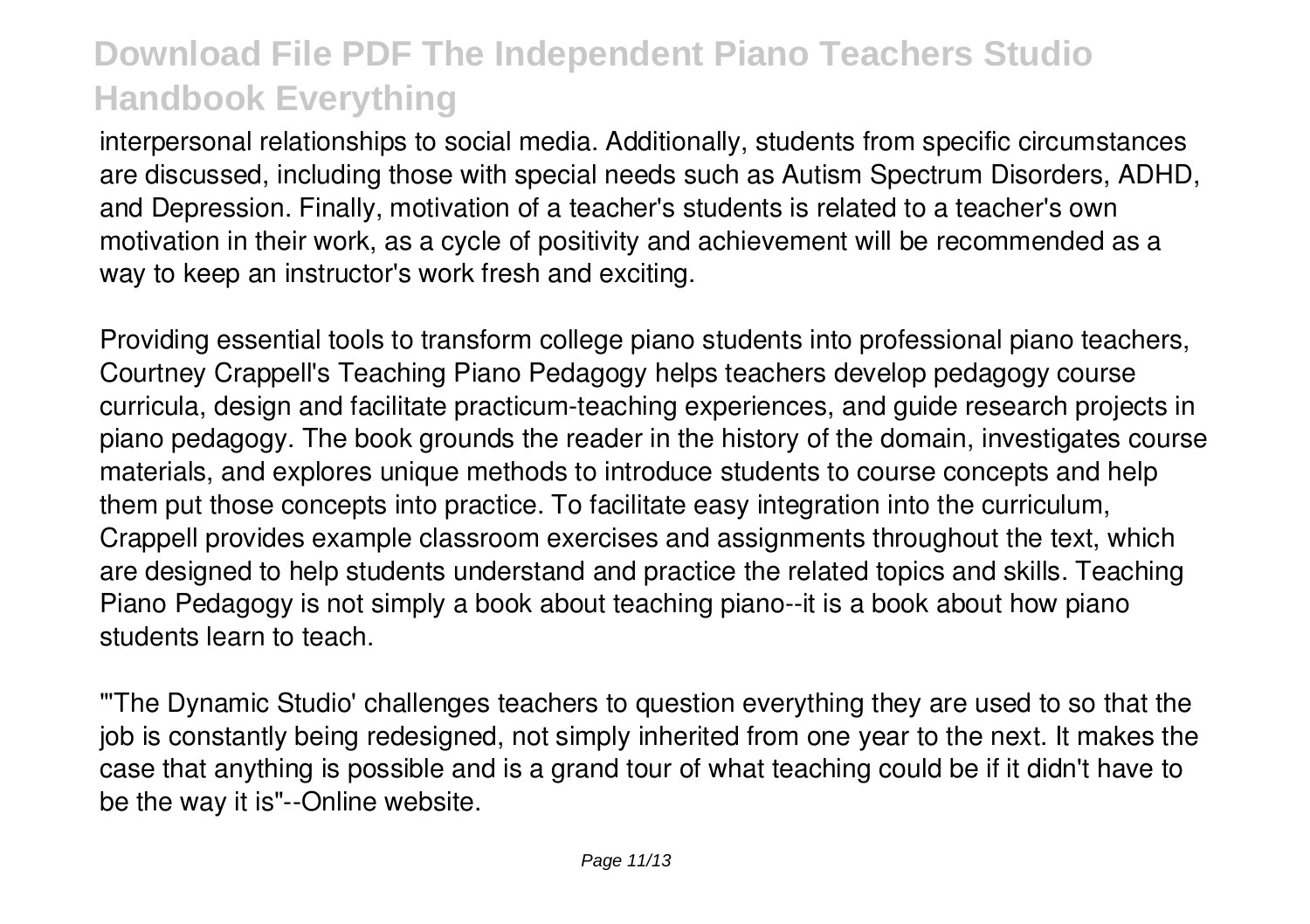interpersonal relationships to social media. Additionally, students from specific circumstances are discussed, including those with special needs such as Autism Spectrum Disorders, ADHD, and Depression. Finally, motivation of a teacher's students is related to a teacher's own motivation in their work, as a cycle of positivity and achievement will be recommended as a way to keep an instructor's work fresh and exciting.

Providing essential tools to transform college piano students into professional piano teachers, Courtney Crappell's Teaching Piano Pedagogy helps teachers develop pedagogy course curricula, design and facilitate practicum-teaching experiences, and guide research projects in piano pedagogy. The book grounds the reader in the history of the domain, investigates course materials, and explores unique methods to introduce students to course concepts and help them put those concepts into practice. To facilitate easy integration into the curriculum, Crappell provides example classroom exercises and assignments throughout the text, which are designed to help students understand and practice the related topics and skills. Teaching Piano Pedagogy is not simply a book about teaching piano--it is a book about how piano students learn to teach.

"'The Dynamic Studio' challenges teachers to question everything they are used to so that the job is constantly being redesigned, not simply inherited from one year to the next. It makes the case that anything is possible and is a grand tour of what teaching could be if it didn't have to be the way it is"--Online website.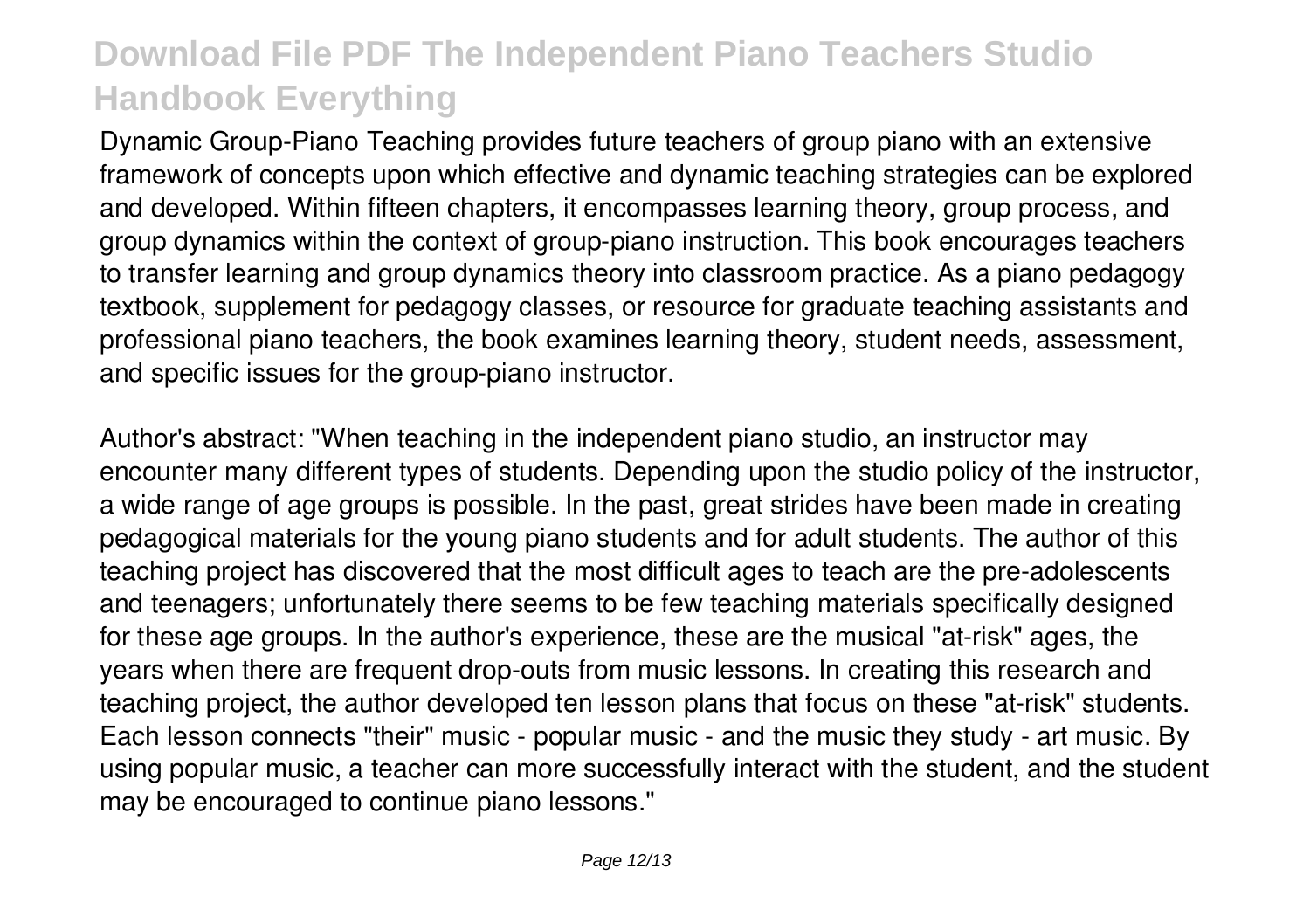Dynamic Group-Piano Teaching provides future teachers of group piano with an extensive framework of concepts upon which effective and dynamic teaching strategies can be explored and developed. Within fifteen chapters, it encompasses learning theory, group process, and group dynamics within the context of group-piano instruction. This book encourages teachers to transfer learning and group dynamics theory into classroom practice. As a piano pedagogy textbook, supplement for pedagogy classes, or resource for graduate teaching assistants and professional piano teachers, the book examines learning theory, student needs, assessment, and specific issues for the group-piano instructor.

Author's abstract: "When teaching in the independent piano studio, an instructor may encounter many different types of students. Depending upon the studio policy of the instructor, a wide range of age groups is possible. In the past, great strides have been made in creating pedagogical materials for the young piano students and for adult students. The author of this teaching project has discovered that the most difficult ages to teach are the pre-adolescents and teenagers; unfortunately there seems to be few teaching materials specifically designed for these age groups. In the author's experience, these are the musical "at-risk" ages, the years when there are frequent drop-outs from music lessons. In creating this research and teaching project, the author developed ten lesson plans that focus on these "at-risk" students. Each lesson connects "their" music - popular music - and the music they study - art music. By using popular music, a teacher can more successfully interact with the student, and the student may be encouraged to continue piano lessons."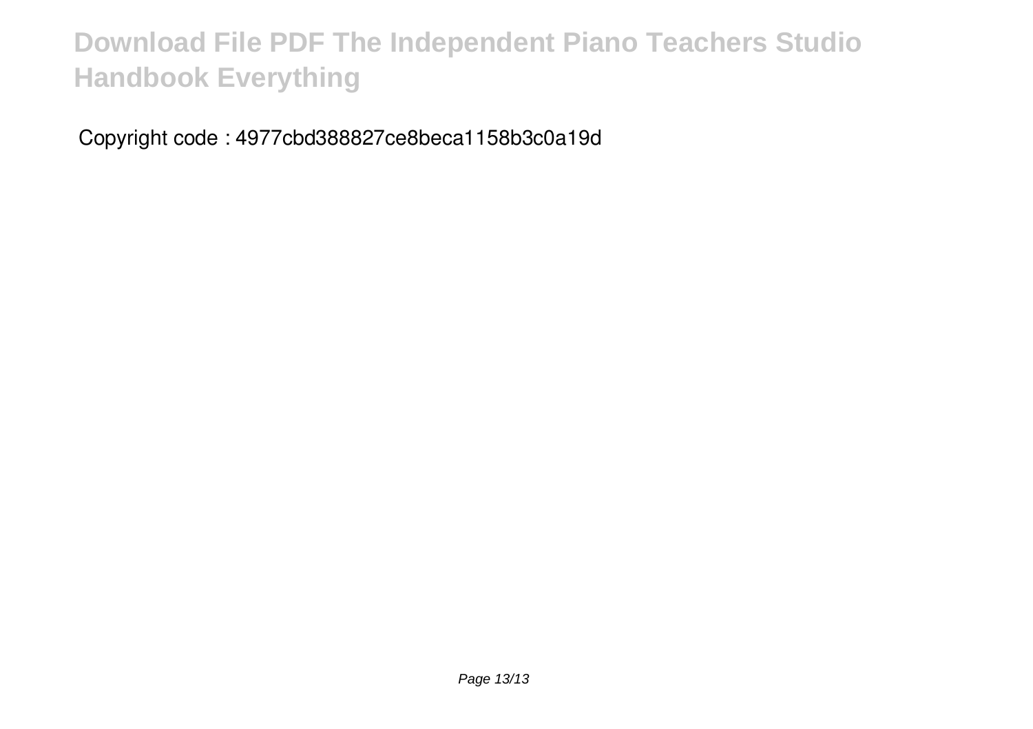Copyright code : 4977cbd388827ce8beca1158b3c0a19d